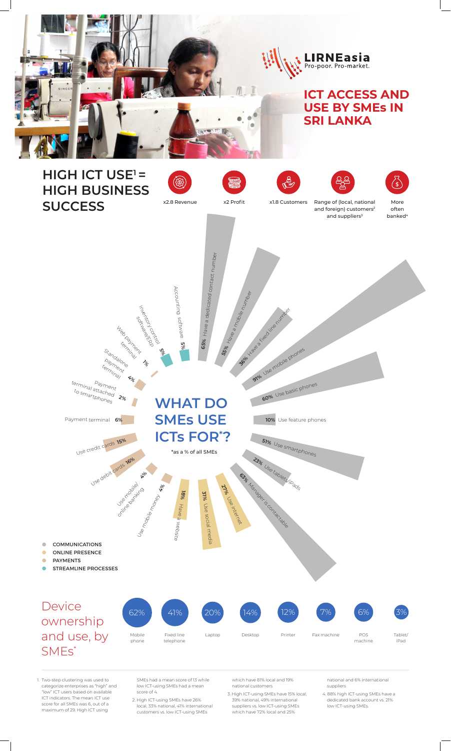LIRNEasia
Pro-poor. Pro-market.

# ICT ACCESS AND USE BY SMEs IN SRI LANKA

## HIGH ICT USE[1] = HIGH BUSINESS SUCCESS

- x2.8 Revenue
- x2 Profit
- x1.8 Customers
- Range of (local, national and foreign) customers[2] and suppliers[3]
- More often banked[4]

## WHAT DO SMEs USE ICTs FOR*?

*as a % of all SMEs

**COMMUNICATIONS**

- 65% Have a dedicated contact number
- 55% Have a mobile number
- 36% Have a fixed line number
- 91% Use mobile phones
- 60% Use basic phones
- 10% Use feature phones
- 51% Use smartphones
- 23% Use tablets/iPads
- 63% Manager is contactable

**ONLINE PRESENCE**

- 27% Use internet
- 31% Use social media
- 18% Have a website

**PAYMENTS**

- 4% Use mobile money
- 4% Use mobile/online banking
- 16% Use debit cards
- 15% Use credit cards
- 6% Payment terminal
- 2% Payment terminal attached to smartphones
- 4% Standalone payment terminal
- 1% Web payment terminal

**STREAMLINE PROCESSES**

- 5% Inventory control software/ERP
- 5% Accounting software

## Device ownership and use, by SMEs*

| Mobile phone | Fixed line telephone | Laptop | Desktop | Printer | Fax machine | POS machine | Tablet/iPad |
|---|---|---|---|---|---|---|---|
| 62% | 41% | 20% | 14% | 12% | 7% | 6% | 3% |

1. Two-step clustering was used to categorize enterprises as "high" and "low" ICT users based on available ICT indicators. The mean ICT use score for all SMEs was 6, out of a maximum of 29. High ICT using SMEs had a mean score of 13 while low ICT-using SMEs had a mean score of 4.
2. High ICT-using SMEs have 26% local, 33% national, 41% international customers vs. low ICT-using SMEs which have 81% local and 19% national customers
3. High ICT-using SMEs have 15% local, 39% national, 49% international suppliers vs. low ICT-using SMEs which have 72% local and 25% national and 6% international suppliers
4. 88% high ICT-using SMEs have a dedicated bank account vs. 21% low ICT-using SMEs.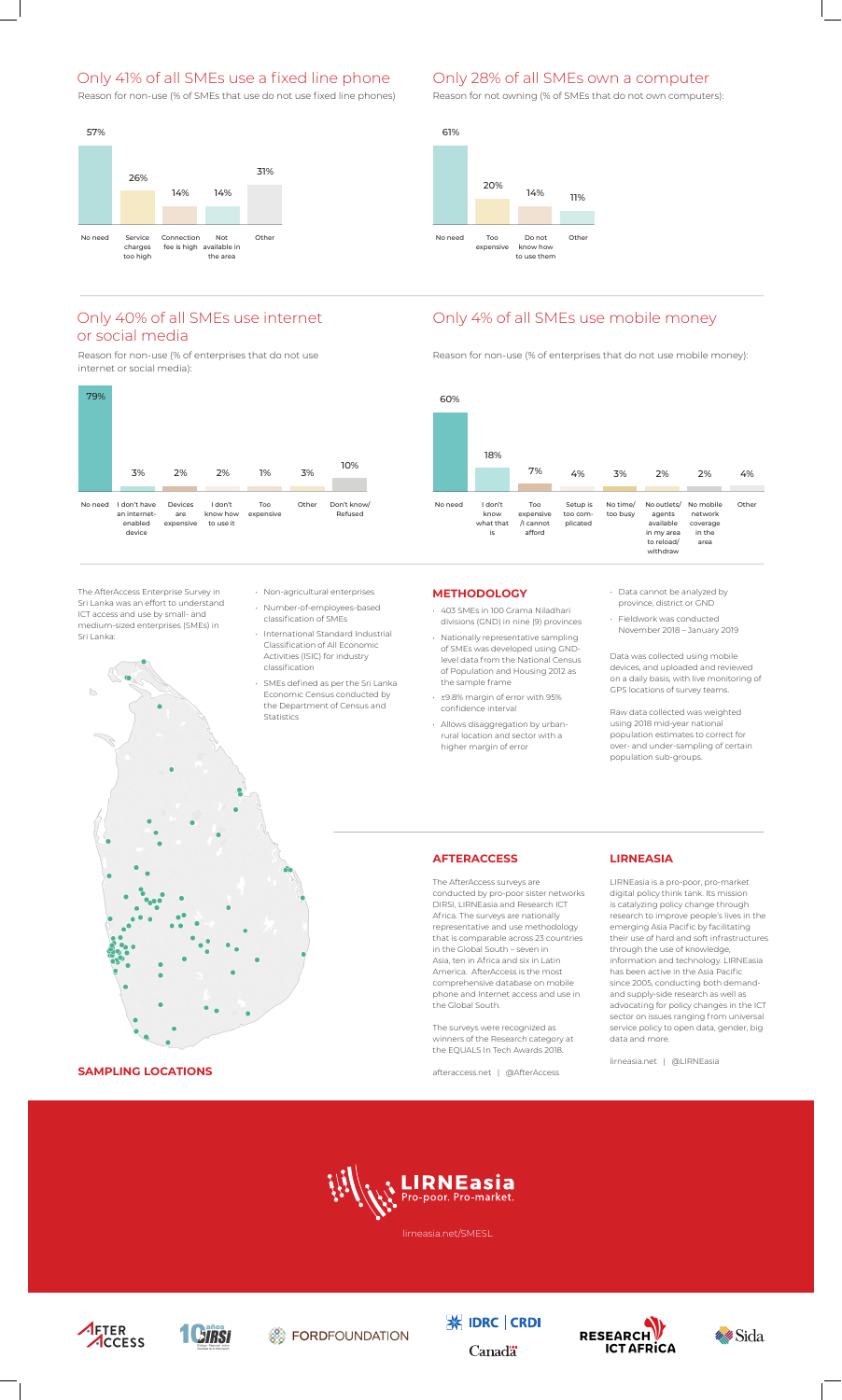## Only 41% of all SMEs use a fixed line phone

Reason for non-use (% of SMEs that use do not use fixed line phones)

57%
26%
14%
14%
31%

No need
Service charges too high
Connection fee is high
Not available in the area
Other

## Only 28% of all SMEs own a computer

Reason for not owning (% of SMEs that do not own computers):

61%
20%
14%
11%

No need
Too expensive
Do not know how to use them
Other

## Only 40% of all SMEs use internet or social media

Reason for non-use (% of enterprises that do not use internet or social media):

79%
3%
2%
2%
1%
3%
10%

No need
I don't have an internet-enabled device
Devices are expensive
I don't know how to use it
Too expensive
Other
Don't know/ Refused

## Only 4% of all SMEs use mobile money

Reason for non-use (% of enterprises that do not use mobile money):

60%
18%
7%
4%
3%
2%
2%
4%

No need
I don't know what that is
Too expensive /I cannot afford
Setup is too complicated
No time/ too busy
No outlets/ agents available in my area to reload/ withdraw
No mobile network coverage in the area
Other

The AfterAccess Enterprise Survey in Sri Lanka was an effort to understand ICT access and use by small- and medium-sized enterprises (SMEs) in Sri Lanka:

- Non-agricultural enterprises
- Number-of-employees-based classification of SMEs
- International Standard Industrial Classification of All Economic Activities (ISIC) for industry classification
- SMEs defined as per the Sri Lanka Economic Census conducted by the Department of Census and Statistics

**SAMPLING LOCATIONS**

### METHODOLOGY

- 403 SMEs in 100 Grama Niladhari divisions (GND) in nine (9) provinces
- Nationally representative sampling of SMEs was developed using GND-level data from the National Census of Population and Housing 2012 as the sample frame
- ±9.8% margin of error with 95% confidence interval
- Allows disaggregation by urban-rural location and sector with a higher margin of error
- Data cannot be analyzed by province, district or GND
- Fieldwork was conducted November 2018 – January 2019

Data was collected using mobile devices, and uploaded and reviewed on a daily basis, with live monitoring of GPS locations of survey teams.

Raw data collected was weighted using 2018 mid-year national population estimates to correct for over- and under-sampling of certain population sub-groups.

### AFTERACCESS

The AfterAccess surveys are conducted by pro-poor sister networks DIRSI, LIRNEasia and Research ICT Africa. The surveys are nationally representative and use methodology that is comparable across 23 countries in the Global South – seven in Asia, ten in Africa and six in Latin America. AfterAccess is the most comprehensive database on mobile phone and Internet access and use in the Global South.

The surveys were recognized as winners of the Research category at the EQUALS In Tech Awards 2018.

afteraccess.net | @AfterAccess

### LIRNEASIA

LIRNEasia is a pro-poor, pro-market digital policy think tank. Its mission is catalyzing policy change through research to improve people's lives in the emerging Asia Pacific by facilitating their use of hard and soft infrastructures through the use of knowledge, information and technology. LIRNEasia has been active in the Asia Pacific since 2005, conducting both demand- and supply-side research as well as advocating for policy changes in the ICT sector on issues ranging from universal service policy to open data, gender, big data and more.

lirneasia.net | @LIRNEasia

LIRNEasia Pro-poor. Pro-market.

lirneasia.net/SMESL

AFTER ACCESS | 10 años DIRSI | FORDFOUNDATION | IDRC | CRDI Canada | RESEARCH ICT AFRICA | Sida